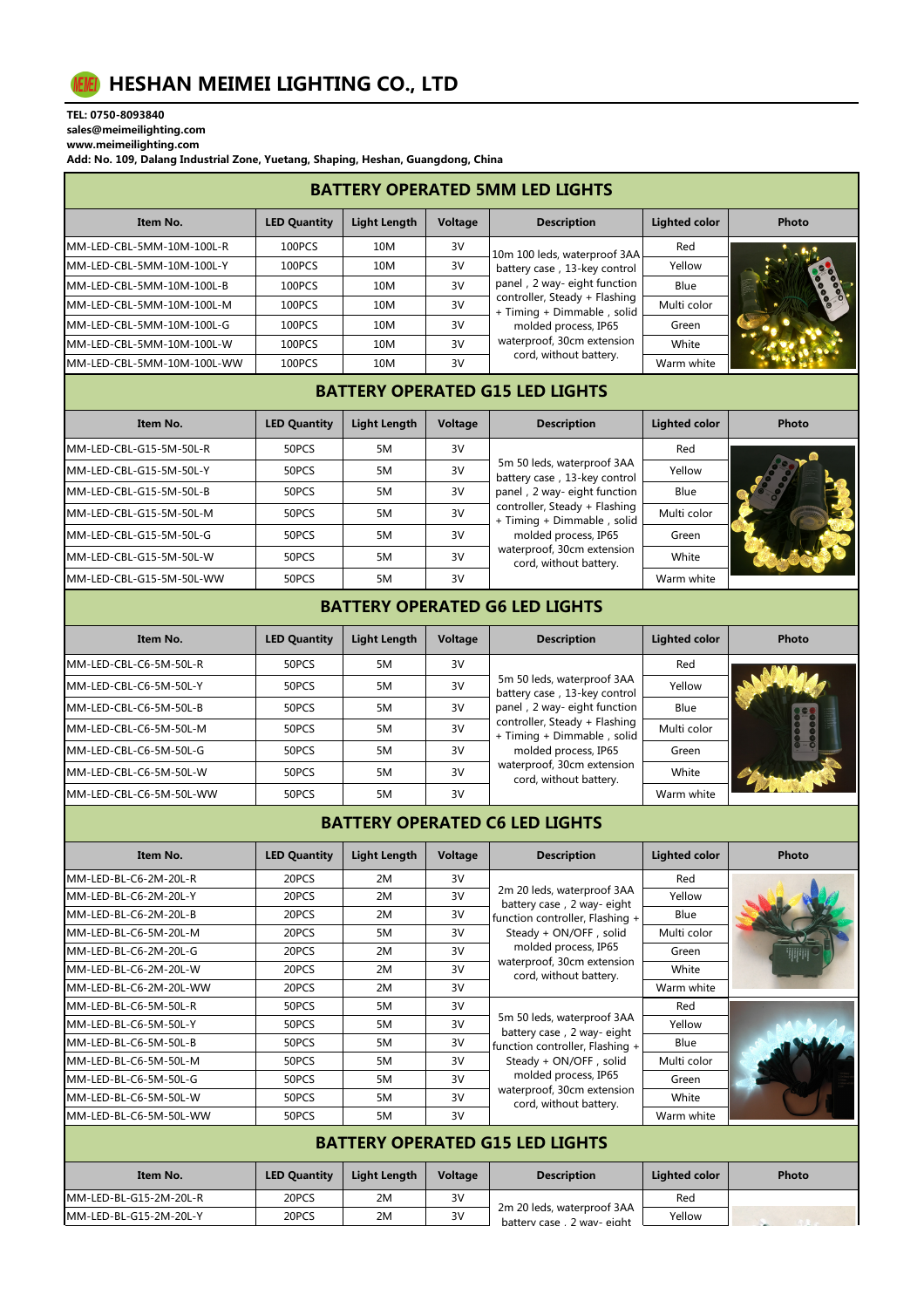# HESHAN MEIMEI LIGHTING CO., LTD

**TEL: 0750-8093840**
**sales@meimeilighting.com**
**www.meimeilighting.com**
**Add: No. 109, Dalang Industrial Zone, Yuetang, Shaping, Heshan, Guangdong, China**

## BATTERY OPERATED 5MM LED LIGHTS

| Item No. | LED Quantity | Light Length | Voltage | Description | Lighted color | Photo |
|---|---|---|---|---|---|---|
| MM-LED-CBL-5MM-10M-100L-R | 100PCS | 10M | 3V | 10m 100 leds, waterproof 3AA battery case，13-key control panel，2 way- eight function controller, Steady + Flashing + Timing + Dimmable，solid molded process, IP65 waterproof, 30cm extension cord, without battery. | Red | |
| MM-LED-CBL-5MM-10M-100L-Y | 100PCS | 10M | 3V | | Yellow | |
| MM-LED-CBL-5MM-10M-100L-B | 100PCS | 10M | 3V | | Blue | |
| MM-LED-CBL-5MM-10M-100L-M | 100PCS | 10M | 3V | | Multi color | |
| MM-LED-CBL-5MM-10M-100L-G | 100PCS | 10M | 3V | | Green | |
| MM-LED-CBL-5MM-10M-100L-W | 100PCS | 10M | 3V | | White | |
| MM-LED-CBL-5MM-10M-100L-WW | 100PCS | 10M | 3V | | Warm white | |

## BATTERY OPERATED G15 LED LIGHTS

| Item No. | LED Quantity | Light Length | Voltage | Description | Lighted color | Photo |
|---|---|---|---|---|---|---|
| MM-LED-CBL-G15-5M-50L-R | 50PCS | 5M | 3V | 5m 50 leds, waterproof 3AA battery case，13-key control panel，2 way- eight function controller, Steady + Flashing + Timing + Dimmable，solid molded process, IP65 waterproof, 30cm extension cord, without battery. | Red | |
| MM-LED-CBL-G15-5M-50L-Y | 50PCS | 5M | 3V | | Yellow | |
| MM-LED-CBL-G15-5M-50L-B | 50PCS | 5M | 3V | | Blue | |
| MM-LED-CBL-G15-5M-50L-M | 50PCS | 5M | 3V | | Multi color | |
| MM-LED-CBL-G15-5M-50L-G | 50PCS | 5M | 3V | | Green | |
| MM-LED-CBL-G15-5M-50L-W | 50PCS | 5M | 3V | | White | |
| MM-LED-CBL-G15-5M-50L-WW | 50PCS | 5M | 3V | | Warm white | |

## BATTERY OPERATED G6 LED LIGHTS

| Item No. | LED Quantity | Light Length | Voltage | Description | Lighted color | Photo |
|---|---|---|---|---|---|---|
| MM-LED-CBL-C6-5M-50L-R | 50PCS | 5M | 3V | 5m 50 leds, waterproof 3AA battery case，13-key control panel，2 way- eight function controller, Steady + Flashing + Timing + Dimmable，solid molded process, IP65 waterproof, 30cm extension cord, without battery. | Red | |
| MM-LED-CBL-C6-5M-50L-Y | 50PCS | 5M | 3V | | Yellow | |
| MM-LED-CBL-C6-5M-50L-B | 50PCS | 5M | 3V | | Blue | |
| MM-LED-CBL-C6-5M-50L-M | 50PCS | 5M | 3V | | Multi color | |
| MM-LED-CBL-C6-5M-50L-G | 50PCS | 5M | 3V | | Green | |
| MM-LED-CBL-C6-5M-50L-W | 50PCS | 5M | 3V | | White | |
| MM-LED-CBL-C6-5M-50L-WW | 50PCS | 5M | 3V | | Warm white | |

## BATTERY OPERATED C6 LED LIGHTS

| Item No. | LED Quantity | Light Length | Voltage | Description | Lighted color | Photo |
|---|---|---|---|---|---|---|
| MM-LED-BL-C6-2M-20L-R | 20PCS | 2M | 3V | 2m 20 leds, waterproof 3AA battery case，2 way- eight function controller, Flashing + Steady + ON/OFF，solid molded process, IP65 waterproof, 30cm extension cord, without battery. | Red | |
| MM-LED-BL-C6-2M-20L-Y | 20PCS | 2M | 3V | | Yellow | |
| MM-LED-BL-C6-2M-20L-B | 20PCS | 2M | 3V | | Blue | |
| MM-LED-BL-C6-5M-20L-M | 20PCS | 5M | 3V | | Multi color | |
| MM-LED-BL-C6-2M-20L-G | 20PCS | 2M | 3V | | Green | |
| MM-LED-BL-C6-2M-20L-W | 20PCS | 2M | 3V | | White | |
| MM-LED-BL-C6-2M-20L-WW | 20PCS | 2M | 3V | | Warm white | |
| MM-LED-BL-C6-5M-50L-R | 50PCS | 5M | 3V | 5m 50 leds, waterproof 3AA battery case，2 way- eight function controller, Flashing + Steady + ON/OFF，solid molded process, IP65 waterproof, 30cm extension cord, without battery. | Red | |
| MM-LED-BL-C6-5M-50L-Y | 50PCS | 5M | 3V | | Yellow | |
| MM-LED-BL-C6-5M-50L-B | 50PCS | 5M | 3V | | Blue | |
| MM-LED-BL-C6-5M-50L-M | 50PCS | 5M | 3V | | Multi color | |
| MM-LED-BL-C6-5M-50L-G | 50PCS | 5M | 3V | | Green | |
| MM-LED-BL-C6-5M-50L-W | 50PCS | 5M | 3V | | White | |
| MM-LED-BL-C6-5M-50L-WW | 50PCS | 5M | 3V | | Warm white | |

## BATTERY OPERATED G15 LED LIGHTS

| Item No. | LED Quantity | Light Length | Voltage | Description | Lighted color | Photo |
|---|---|---|---|---|---|---|
| MM-LED-BL-G15-2M-20L-R | 20PCS | 2M | 3V | 2m 20 leds, waterproof 3AA battery case，2 way- eight | Red | |
| MM-LED-BL-G15-2M-20L-Y | 20PCS | 2M | 3V | | Yellow | |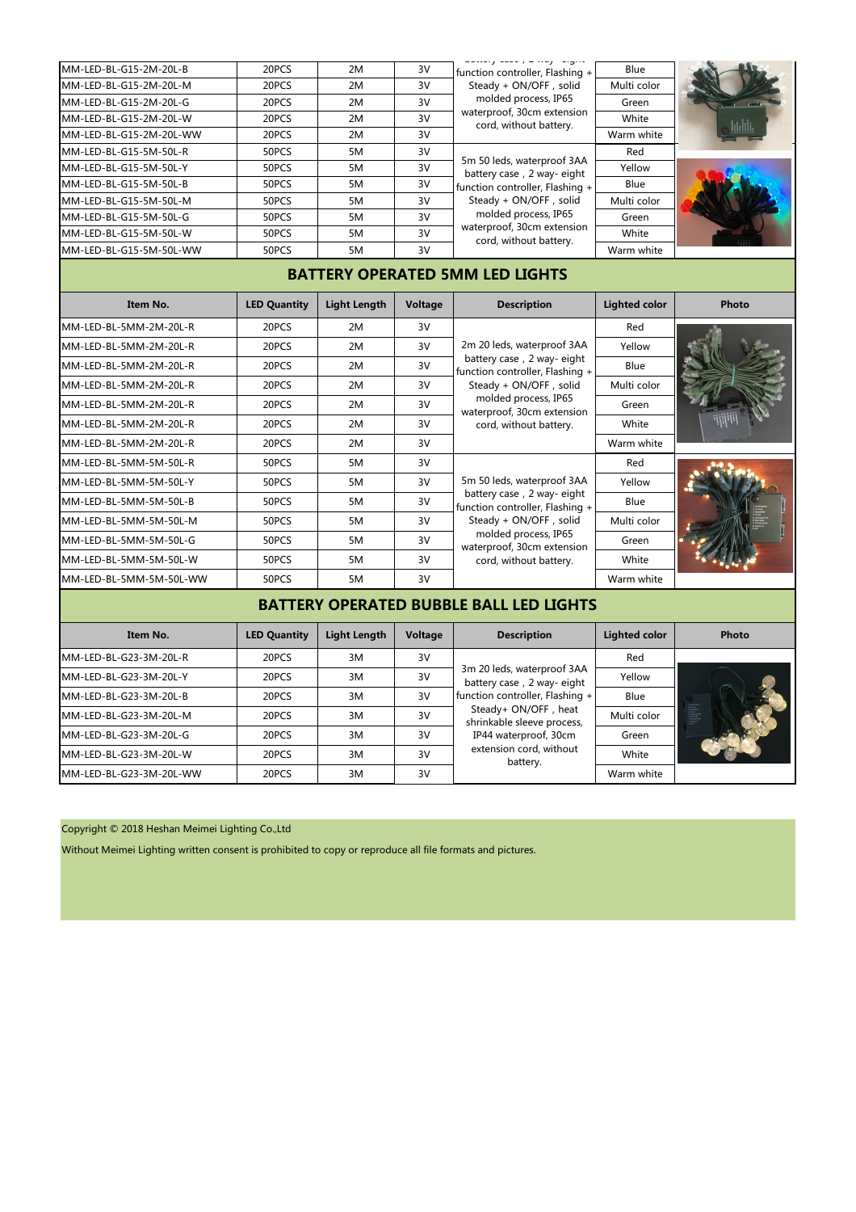| | | | | | | |
|---|---|---|---|---|---|---|
| MM-LED-BL-G15-2M-20L-B | 20PCS | 2M | 3V | battery case , 2 way- eight function controller, Flashing + Steady + ON/OFF , solid molded process, IP65 waterproof, 30cm extension cord, without battery. | Blue | |
| MM-LED-BL-G15-2M-20L-M | 20PCS | 2M | 3V | | Multi color | |
| MM-LED-BL-G15-2M-20L-G | 20PCS | 2M | 3V | | Green | |
| MM-LED-BL-G15-2M-20L-W | 20PCS | 2M | 3V | | White | |
| MM-LED-BL-G15-2M-20L-WW | 20PCS | 2M | 3V | | Warm white | |
| MM-LED-BL-G15-5M-50L-R | 50PCS | 5M | 3V | 5m 50 leds, waterproof 3AA battery case , 2 way- eight function controller, Flashing + Steady + ON/OFF , solid molded process, IP65 waterproof, 30cm extension cord, without battery. | Red | |
| MM-LED-BL-G15-5M-50L-Y | 50PCS | 5M | 3V | | Yellow | |
| MM-LED-BL-G15-5M-50L-B | 50PCS | 5M | 3V | | Blue | |
| MM-LED-BL-G15-5M-50L-M | 50PCS | 5M | 3V | | Multi color | |
| MM-LED-BL-G15-5M-50L-G | 50PCS | 5M | 3V | | Green | |
| MM-LED-BL-G15-5M-50L-W | 50PCS | 5M | 3V | | White | |
| MM-LED-BL-G15-5M-50L-WW | 50PCS | 5M | 3V | | Warm white | |

## BATTERY OPERATED 5MM LED LIGHTS

| Item No. | LED Quantity | Light Length | Voltage | Description | Lighted color | Photo |
|---|---|---|---|---|---|---|
| MM-LED-BL-5MM-2M-20L-R | 20PCS | 2M | 3V | 2m 20 leds, waterproof 3AA battery case , 2 way- eight function controller, Flashing + Steady + ON/OFF , solid molded process, IP65 waterproof, 30cm extension cord, without battery. | Red | |
| MM-LED-BL-5MM-2M-20L-R | 20PCS | 2M | 3V | | Yellow | |
| MM-LED-BL-5MM-2M-20L-R | 20PCS | 2M | 3V | | Blue | |
| MM-LED-BL-5MM-2M-20L-R | 20PCS | 2M | 3V | | Multi color | |
| MM-LED-BL-5MM-2M-20L-R | 20PCS | 2M | 3V | | Green | |
| MM-LED-BL-5MM-2M-20L-R | 20PCS | 2M | 3V | | White | |
| MM-LED-BL-5MM-2M-20L-R | 20PCS | 2M | 3V | | Warm white | |
| MM-LED-BL-5MM-5M-50L-R | 50PCS | 5M | 3V | 5m 50 leds, waterproof 3AA battery case , 2 way- eight function controller, Flashing + Steady + ON/OFF , solid molded process, IP65 waterproof, 30cm extension cord, without battery. | Red | |
| MM-LED-BL-5MM-5M-50L-Y | 50PCS | 5M | 3V | | Yellow | |
| MM-LED-BL-5MM-5M-50L-B | 50PCS | 5M | 3V | | Blue | |
| MM-LED-BL-5MM-5M-50L-M | 50PCS | 5M | 3V | | Multi color | |
| MM-LED-BL-5MM-5M-50L-G | 50PCS | 5M | 3V | | Green | |
| MM-LED-BL-5MM-5M-50L-W | 50PCS | 5M | 3V | | White | |
| MM-LED-BL-5MM-5M-50L-WW | 50PCS | 5M | 3V | | Warm white | |

## BATTERY OPERATED BUBBLE BALL LED LIGHTS

| Item No. | LED Quantity | Light Length | Voltage | Description | Lighted color | Photo |
|---|---|---|---|---|---|---|
| MM-LED-BL-G23-3M-20L-R | 20PCS | 3M | 3V | 3m 20 leds, waterproof 3AA battery case , 2 way- eight function controller, Flashing + Steady+ ON/OFF , heat shrinkable sleeve process, IP44 waterproof, 30cm extension cord, without battery. | Red | |
| MM-LED-BL-G23-3M-20L-Y | 20PCS | 3M | 3V | | Yellow | |
| MM-LED-BL-G23-3M-20L-B | 20PCS | 3M | 3V | | Blue | |
| MM-LED-BL-G23-3M-20L-M | 20PCS | 3M | 3V | | Multi color | |
| MM-LED-BL-G23-3M-20L-G | 20PCS | 3M | 3V | | Green | |
| MM-LED-BL-G23-3M-20L-W | 20PCS | 3M | 3V | | White | |
| MM-LED-BL-G23-3M-20L-WW | 20PCS | 3M | 3V | | Warm white | |

Copyright © 2018 Heshan Meimei Lighting Co.,Ltd

Without Meimei Lighting written consent is prohibited to copy or reproduce all file formats and pictures.